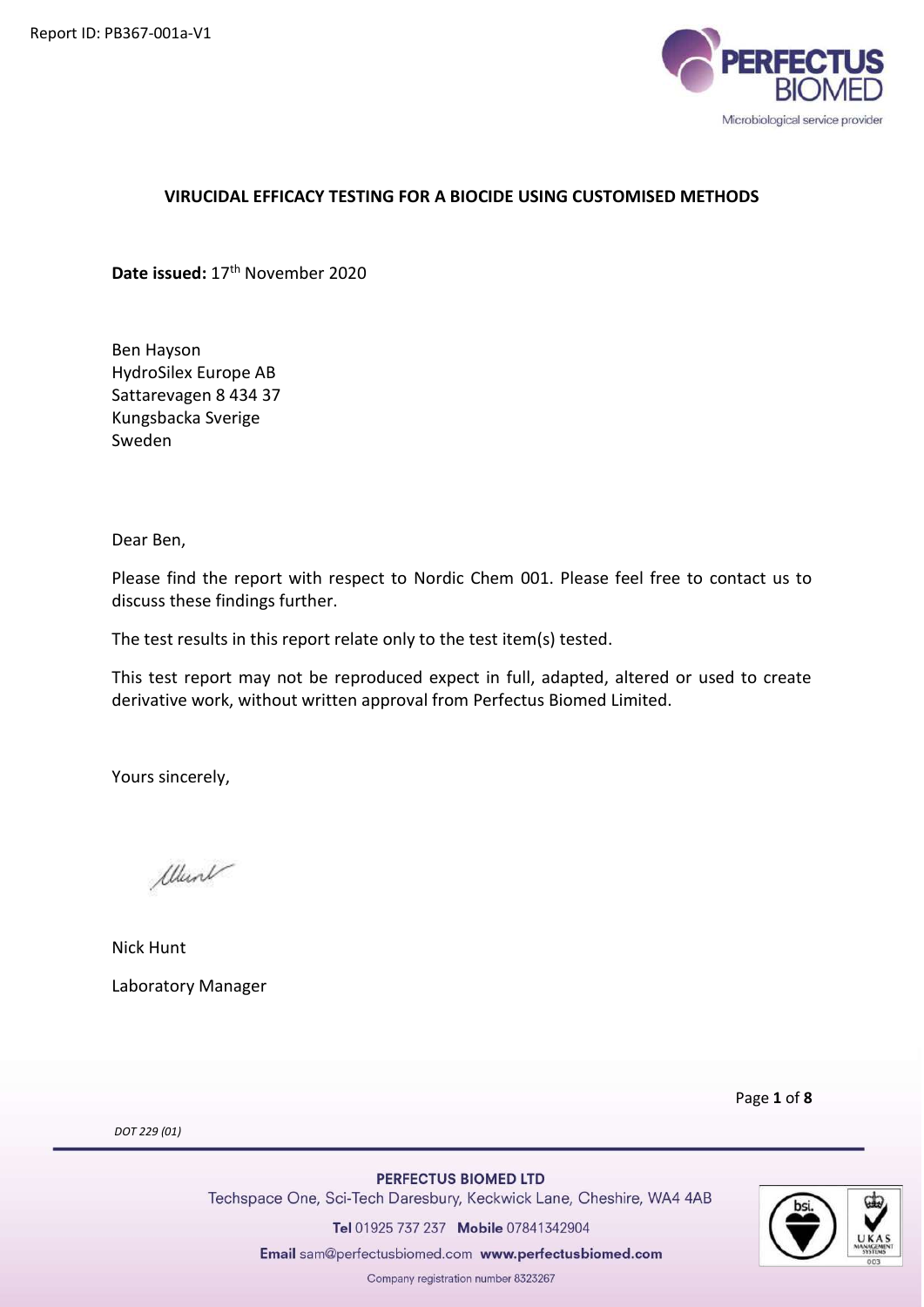Report ID: PB367-001a-V1

**VIRUCIDAL EFFICACY TESTING FOR A BIOCIDE USING CUSTOMISED METHODS**

**Date issued:** 17th November 2020

Ben Hayson
HydroSilex Europe AB
Sattarevagen 8 434 37
Kungsbacka Sverige
Sweden

Dear Ben,

Please find the report with respect to Nordic Chem 001. Please feel free to contact us to discuss these findings further.

The test results in this report relate only to the test item(s) tested.

This test report may not be reproduced expect in full, adapted, altered or used to create derivative work, without written approval from Perfectus Biomed Limited.

Yours sincerely,

Nick Hunt

Laboratory Manager

DOT 229 (01)

**PERFECTUS BIOMED LTD**
Techspace One, Sci-Tech Daresbury, Keckwick Lane, Cheshire, WA4 4AB
**Tel** 01925 737 237 **Mobile** 07841342904
**Email** sam@perfectusbiomed.com **www.perfectusbiomed.com**
Company registration number 8323267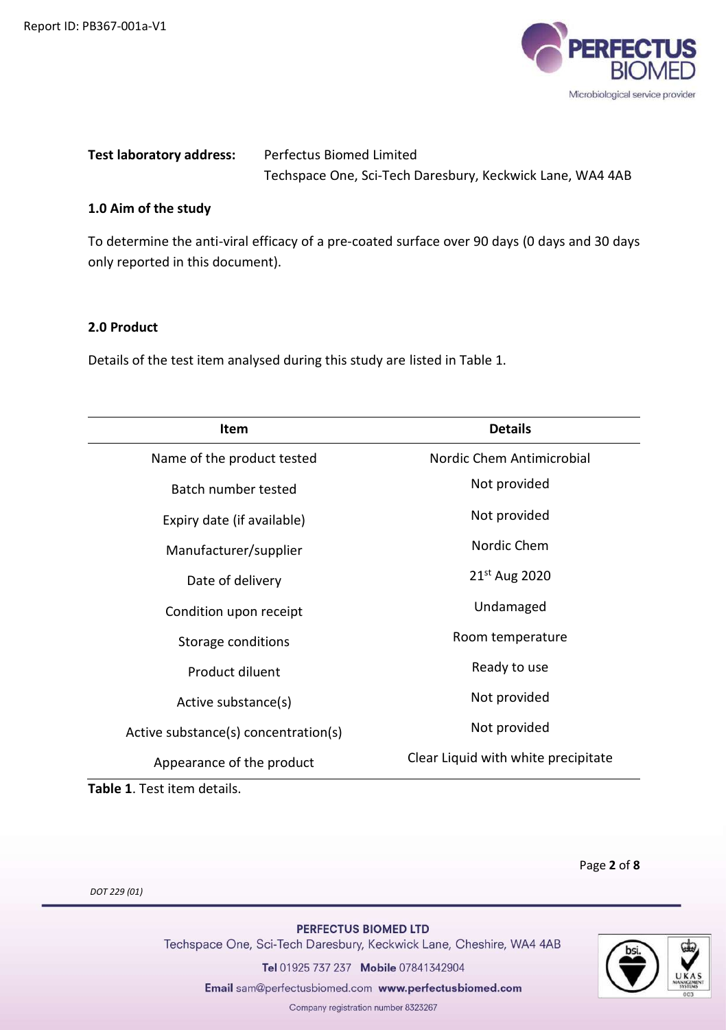**Test laboratory address:** Perfectus Biomed Limited
Techspace One, Sci-Tech Daresbury, Keckwick Lane, WA4 4AB

## 1.0 Aim of the study

To determine the anti-viral efficacy of a pre-coated surface over 90 days (0 days and 30 days only reported in this document).

## 2.0 Product

Details of the test item analysed during this study are listed in Table 1.

| Item | Details |
|---|---|
| Name of the product tested | Nordic Chem Antimicrobial |
| Batch number tested | Not provided |
| Expiry date (if available) | Not provided |
| Manufacturer/supplier | Nordic Chem |
| Date of delivery | 21st Aug 2020 |
| Condition upon receipt | Undamaged |
| Storage conditions | Room temperature |
| Product diluent | Ready to use |
| Active substance(s) | Not provided |
| Active substance(s) concentration(s) | Not provided |
| Appearance of the product | Clear Liquid with white precipitate |

**Table 1**. Test item details.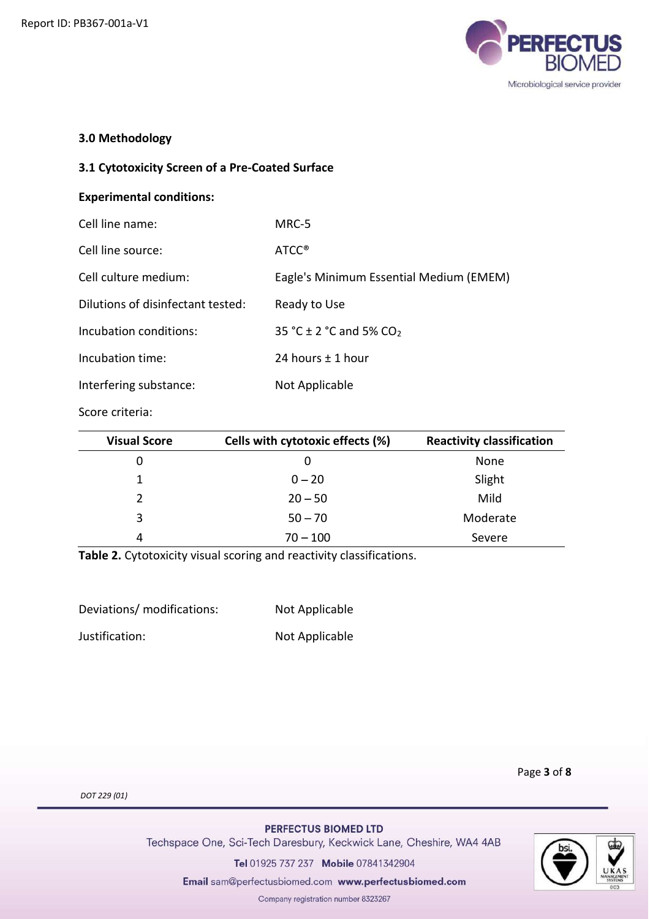## 3.0 Methodology

### 3.1 Cytotoxicity Screen of a Pre-Coated Surface

**Experimental conditions:**

| | |
|---|---|
| Cell line name: | MRC-5 |
| Cell line source: | ATCC® |
| Cell culture medium: | Eagle's Minimum Essential Medium (EMEM) |
| Dilutions of disinfectant tested: | Ready to Use |
| Incubation conditions: | 35 °C ± 2 °C and 5% $CO_2$ |
| Incubation time: | 24 hours ± 1 hour |
| Interfering substance: | Not Applicable |

Score criteria:

| Visual Score | Cells with cytotoxic effects (%) | Reactivity classification |
|---|---|---|
| 0 | 0 | None |
| 1 | 0 – 20 | Slight |
| 2 | 20 – 50 | Mild |
| 3 | 50 – 70 | Moderate |
| 4 | 70 – 100 | Severe |

**Table 2.** Cytotoxicity visual scoring and reactivity classifications.

| | |
|---|---|
| Deviations/ modifications: | Not Applicable |
| Justification: | Not Applicable |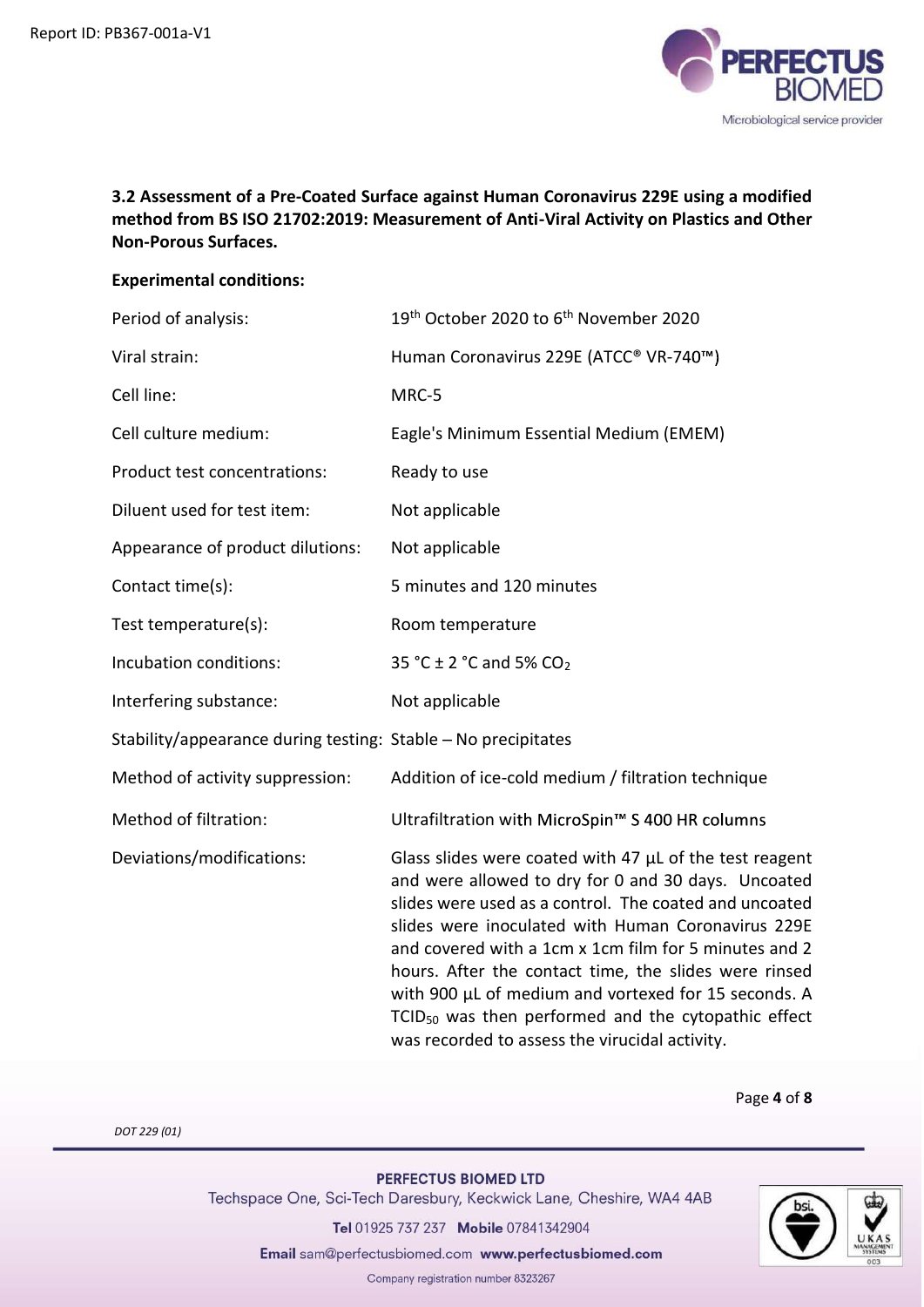**3.2 Assessment of a Pre-Coated Surface against Human Coronavirus 229E using a modified method from BS ISO 21702:2019: Measurement of Anti-Viral Activity on Plastics and Other Non-Porous Surfaces.**

**Experimental conditions:**

| | |
|---|---|
| Period of analysis: | 19th October 2020 to 6th November 2020 |
| Viral strain: | Human Coronavirus 229E (ATCC® VR-740™) |
| Cell line: | MRC-5 |
| Cell culture medium: | Eagle's Minimum Essential Medium (EMEM) |
| Product test concentrations: | Ready to use |
| Diluent used for test item: | Not applicable |
| Appearance of product dilutions: | Not applicable |
| Contact time(s): | 5 minutes and 120 minutes |
| Test temperature(s): | Room temperature |
| Incubation conditions: | 35 °C ± 2 °C and 5% $CO_2$ |
| Interfering substance: | Not applicable |
| Stability/appearance during testing: | Stable – No precipitates |
| Method of activity suppression: | Addition of ice-cold medium / filtration technique |
| Method of filtration: | Ultrafiltration with MicroSpin™ S 400 HR columns |
| Deviations/modifications: | Glass slides were coated with 47 µL of the test reagent and were allowed to dry for 0 and 30 days. Uncoated slides were used as a control. The coated and uncoated slides were inoculated with Human Coronavirus 229E and covered with a 1cm x 1cm film for 5 minutes and 2 hours. After the contact time, the slides were rinsed with 900 µL of medium and vortexed for 15 seconds. A $TCID_{50}$ was then performed and the cytopathic effect was recorded to assess the virucidal activity. |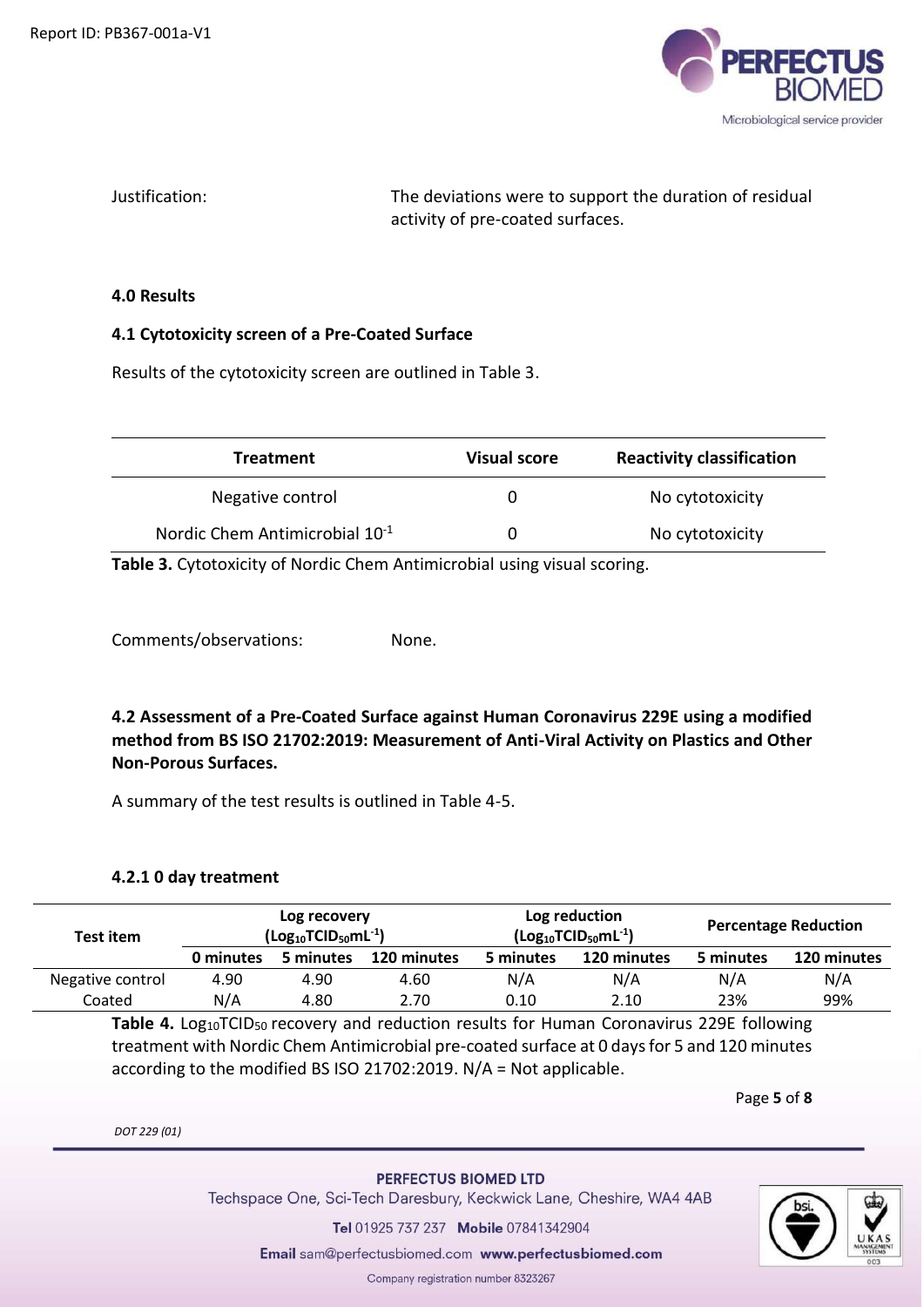Justification: The deviations were to support the duration of residual activity of pre-coated surfaces.

## 4.0 Results

### 4.1 Cytotoxicity screen of a Pre-Coated Surface

Results of the cytotoxicity screen are outlined in Table 3.

| Treatment | Visual score | Reactivity classification |
|---|---|---|
| Negative control | 0 | No cytotoxicity |
| Nordic Chem Antimicrobial $10^{-1}$ | 0 | No cytotoxicity |

**Table 3.** Cytotoxicity of Nordic Chem Antimicrobial using visual scoring.

Comments/observations: None.

### 4.2 Assessment of a Pre-Coated Surface against Human Coronavirus 229E using a modified method from BS ISO 21702:2019: Measurement of Anti-Viral Activity on Plastics and Other Non-Porous Surfaces.

A summary of the test results is outlined in Table 4-5.

#### 4.2.1 0 day treatment

| Test item | Log recovery ($Log_{10}TCID_{50}mL^{-1}$) | | | Log reduction ($Log_{10}TCID_{50}mL^{-1}$) | | Percentage Reduction | |
|---|---|---|---|---|---|---|---|
| | 0 minutes | 5 minutes | 120 minutes | 5 minutes | 120 minutes | 5 minutes | 120 minutes |
| Negative control | 4.90 | 4.90 | 4.60 | N/A | N/A | N/A | N/A |
| Coated | N/A | 4.80 | 2.70 | 0.10 | 2.10 | 23% | 99% |

**Table 4.** $Log_{10}TCID_{50}$ recovery and reduction results for Human Coronavirus 229E following treatment with Nordic Chem Antimicrobial pre-coated surface at 0 days for 5 and 120 minutes according to the modified BS ISO 21702:2019. N/A = Not applicable.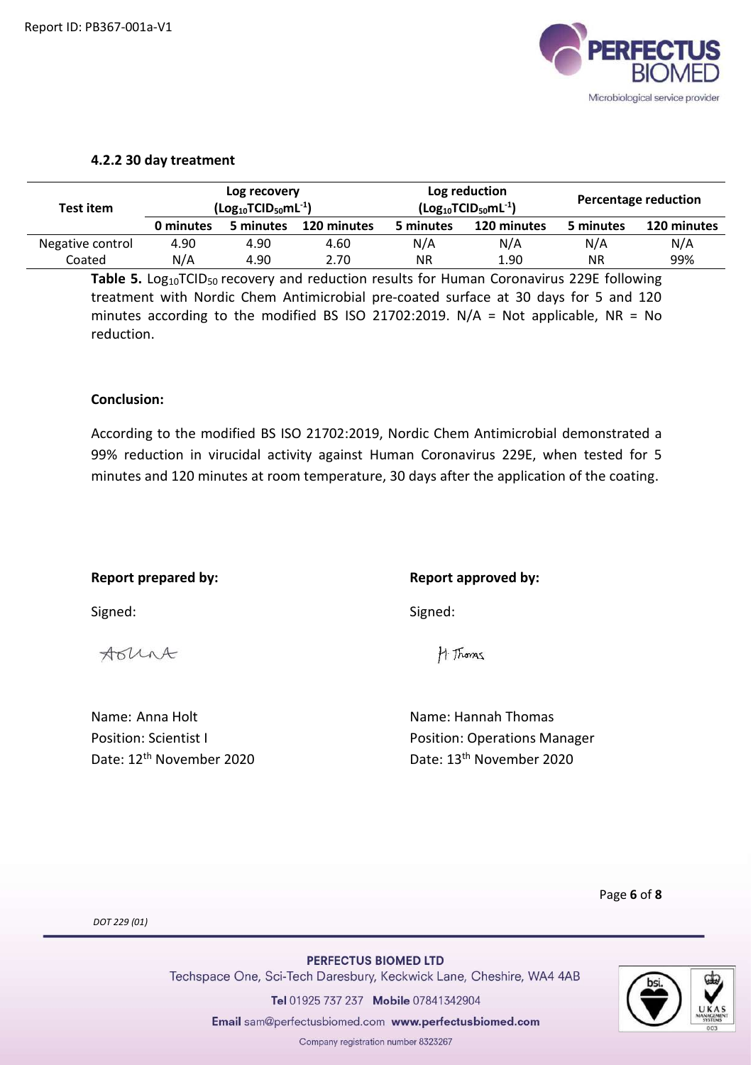#### 4.2.2 30 day treatment

| Test item | Log recovery ($Log_{10}TCID_{50}mL^{-1}$) | | | Log reduction ($Log_{10}TCID_{50}mL^{-1}$) | | Percentage reduction | |
|---|---|---|---|---|---|---|---|
| | 0 minutes | 5 minutes | 120 minutes | 5 minutes | 120 minutes | 5 minutes | 120 minutes |
| Negative control | 4.90 | 4.90 | 4.60 | N/A | N/A | N/A | N/A |
| Coated | N/A | 4.90 | 2.70 | NR | 1.90 | NR | 99% |

**Table 5.** $Log_{10}TCID_{50}$ recovery and reduction results for Human Coronavirus 229E following treatment with Nordic Chem Antimicrobial pre-coated surface at 30 days for 5 and 120 minutes according to the modified BS ISO 21702:2019. N/A = Not applicable, NR = No reduction.

**Conclusion:**

According to the modified BS ISO 21702:2019, Nordic Chem Antimicrobial demonstrated a 99% reduction in virucidal activity against Human Coronavirus 229E, when tested for 5 minutes and 120 minutes at room temperature, 30 days after the application of the coating.

**Report prepared by:**

Signed:

Name: Anna Holt
Position: Scientist I
Date: 12th November 2020

**Report approved by:**

Signed:

Name: Hannah Thomas
Position: Operations Manager
Date: 13th November 2020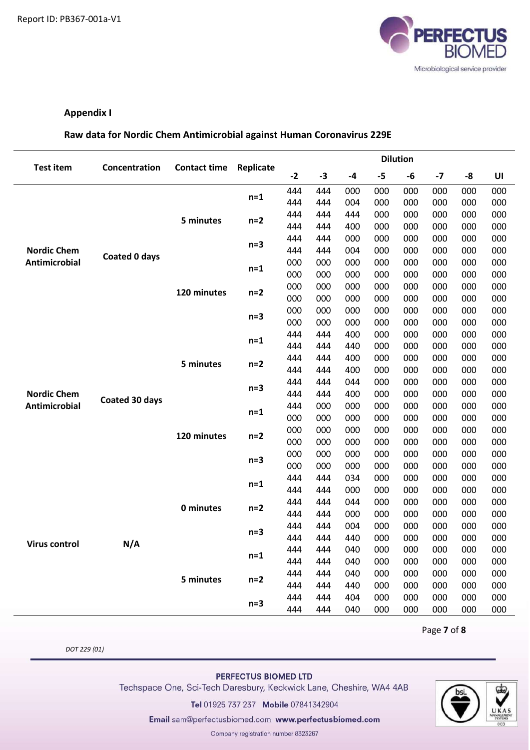## Appendix I

### Raw data for Nordic Chem Antimicrobial against Human Coronavirus 229E

| Test item | Concentration | Contact time | Replicate | Dilution | | | | | | | |
|---|---|---|---|---|---|---|---|---|---|---|---|
| | | | | -2 | -3 | -4 | -5 | -6 | -7 | -8 | UI |
| Nordic Chem Antimicrobial | Coated 0 days | 5 minutes | n=1 | 444 | 444 | 000 | 000 | 000 | 000 | 000 | 000 |
| | | | | 444 | 444 | 004 | 000 | 000 | 000 | 000 | 000 |
| | | | n=2 | 444 | 444 | 444 | 000 | 000 | 000 | 000 | 000 |
| | | | | 444 | 444 | 400 | 000 | 000 | 000 | 000 | 000 |
| | | | n=3 | 444 | 444 | 000 | 000 | 000 | 000 | 000 | 000 |
| | | | | 444 | 444 | 004 | 000 | 000 | 000 | 000 | 000 |
| | | 120 minutes | n=1 | 000 | 000 | 000 | 000 | 000 | 000 | 000 | 000 |
| | | | | 000 | 000 | 000 | 000 | 000 | 000 | 000 | 000 |
| | | | n=2 | 000 | 000 | 000 | 000 | 000 | 000 | 000 | 000 |
| | | | | 000 | 000 | 000 | 000 | 000 | 000 | 000 | 000 |
| | | | n=3 | 000 | 000 | 000 | 000 | 000 | 000 | 000 | 000 |
| | | | | 000 | 000 | 000 | 000 | 000 | 000 | 000 | 000 |
| Nordic Chem Antimicrobial | Coated 30 days | 5 minutes | n=1 | 444 | 444 | 400 | 000 | 000 | 000 | 000 | 000 |
| | | | | 444 | 444 | 440 | 000 | 000 | 000 | 000 | 000 |
| | | | n=2 | 444 | 444 | 400 | 000 | 000 | 000 | 000 | 000 |
| | | | | 444 | 444 | 400 | 000 | 000 | 000 | 000 | 000 |
| | | | n=3 | 444 | 444 | 044 | 000 | 000 | 000 | 000 | 000 |
| | | | | 444 | 444 | 400 | 000 | 000 | 000 | 000 | 000 |
| | | 120 minutes | n=1 | 444 | 000 | 000 | 000 | 000 | 000 | 000 | 000 |
| | | | | 000 | 000 | 000 | 000 | 000 | 000 | 000 | 000 |
| | | | n=2 | 000 | 000 | 000 | 000 | 000 | 000 | 000 | 000 |
| | | | | 000 | 000 | 000 | 000 | 000 | 000 | 000 | 000 |
| | | | n=3 | 000 | 000 | 000 | 000 | 000 | 000 | 000 | 000 |
| | | | | 000 | 000 | 000 | 000 | 000 | 000 | 000 | 000 |
| Virus control | N/A | 0 minutes | n=1 | 444 | 444 | 034 | 000 | 000 | 000 | 000 | 000 |
| | | | | 444 | 444 | 000 | 000 | 000 | 000 | 000 | 000 |
| | | | n=2 | 444 | 444 | 044 | 000 | 000 | 000 | 000 | 000 |
| | | | | 444 | 444 | 000 | 000 | 000 | 000 | 000 | 000 |
| | | | n=3 | 444 | 444 | 004 | 000 | 000 | 000 | 000 | 000 |
| | | | | 444 | 444 | 440 | 000 | 000 | 000 | 000 | 000 |
| | | 5 minutes | n=1 | 444 | 444 | 040 | 000 | 000 | 000 | 000 | 000 |
| | | | | 444 | 444 | 040 | 000 | 000 | 000 | 000 | 000 |
| | | | n=2 | 444 | 444 | 040 | 000 | 000 | 000 | 000 | 000 |
| | | | | 444 | 444 | 440 | 000 | 000 | 000 | 000 | 000 |
| | | | n=3 | 444 | 444 | 404 | 000 | 000 | 000 | 000 | 000 |
| | | | | 444 | 444 | 040 | 000 | 000 | 000 | 000 | 000 |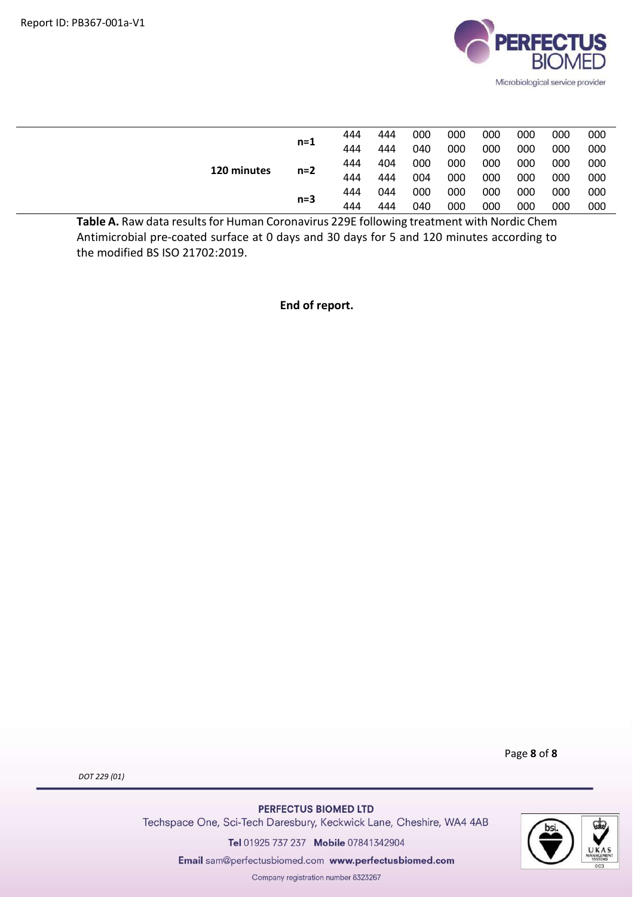| | | | | | | | | | |
|---|---|---|---|---|---|---|---|---|---|
| **120 minutes** | **n=1** | 444 | 444 | 000 | 000 | 000 | 000 | 000 | 000 |
| | | 444 | 444 | 040 | 000 | 000 | 000 | 000 | 000 |
| | **n=2** | 444 | 404 | 000 | 000 | 000 | 000 | 000 | 000 |
| | | 444 | 444 | 004 | 000 | 000 | 000 | 000 | 000 |
| | **n=3** | 444 | 044 | 000 | 000 | 000 | 000 | 000 | 000 |
| | | 444 | 444 | 040 | 000 | 000 | 000 | 000 | 000 |

**Table A.** Raw data results for Human Coronavirus 229E following treatment with Nordic Chem Antimicrobial pre-coated surface at 0 days and 30 days for 5 and 120 minutes according to the modified BS ISO 21702:2019.

**End of report.**